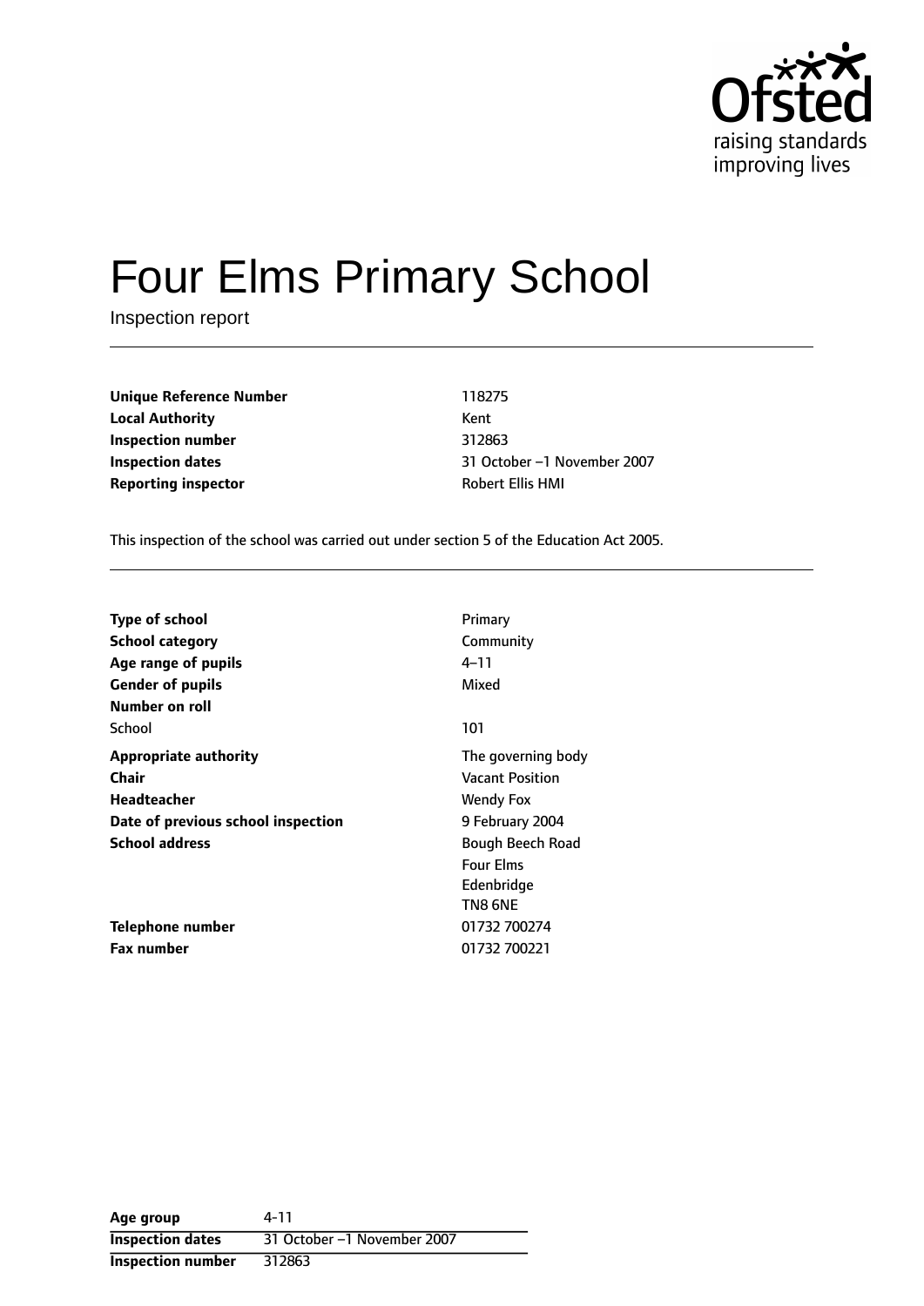# Four Elms Primary School

Inspection report

| | |
|---|---|
| **Unique Reference Number** | 118275 |
| **Local Authority** | Kent |
| **Inspection number** | 312863 |
| **Inspection dates** | 31 October –1 November 2007 |
| **Reporting inspector** | Robert Ellis HMI |

This inspection of the school was carried out under section 5 of the Education Act 2005.

| | |
|---|---|
| **Type of school** | Primary |
| **School category** | Community |
| **Age range of pupils** | 4–11 |
| **Gender of pupils** | Mixed |
| **Number on roll** | |
| School | 101 |
| **Appropriate authority** | The governing body |
| **Chair** | Vacant Position |
| **Headteacher** | Wendy Fox |
| **Date of previous school inspection** | 9 February 2004 |
| **School address** | Bough Beech Road<br>Four Elms<br>Edenbridge<br>TN8 6NE |
| **Telephone number** | 01732 700274 |
| **Fax number** | 01732 700221 |

| | |
|---|---|
| **Age group** | 4-11 |
| **Inspection dates** | 31 October –1 November 2007 |
| **Inspection number** | 312863 |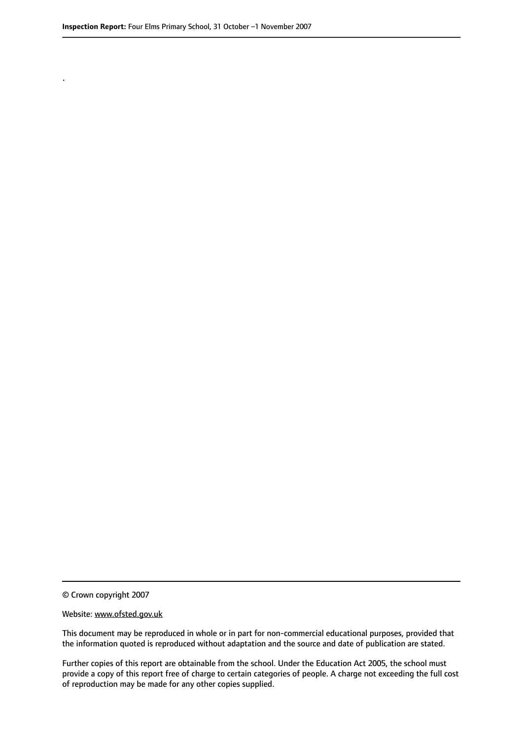.

© Crown copyright 2007

Website: www.ofsted.gov.uk

This document may be reproduced in whole or in part for non-commercial educational purposes, provided that the information quoted is reproduced without adaptation and the source and date of publication are stated.

Further copies of this report are obtainable from the school. Under the Education Act 2005, the school must provide a copy of this report free of charge to certain categories of people. A charge not exceeding the full cost of reproduction may be made for any other copies supplied.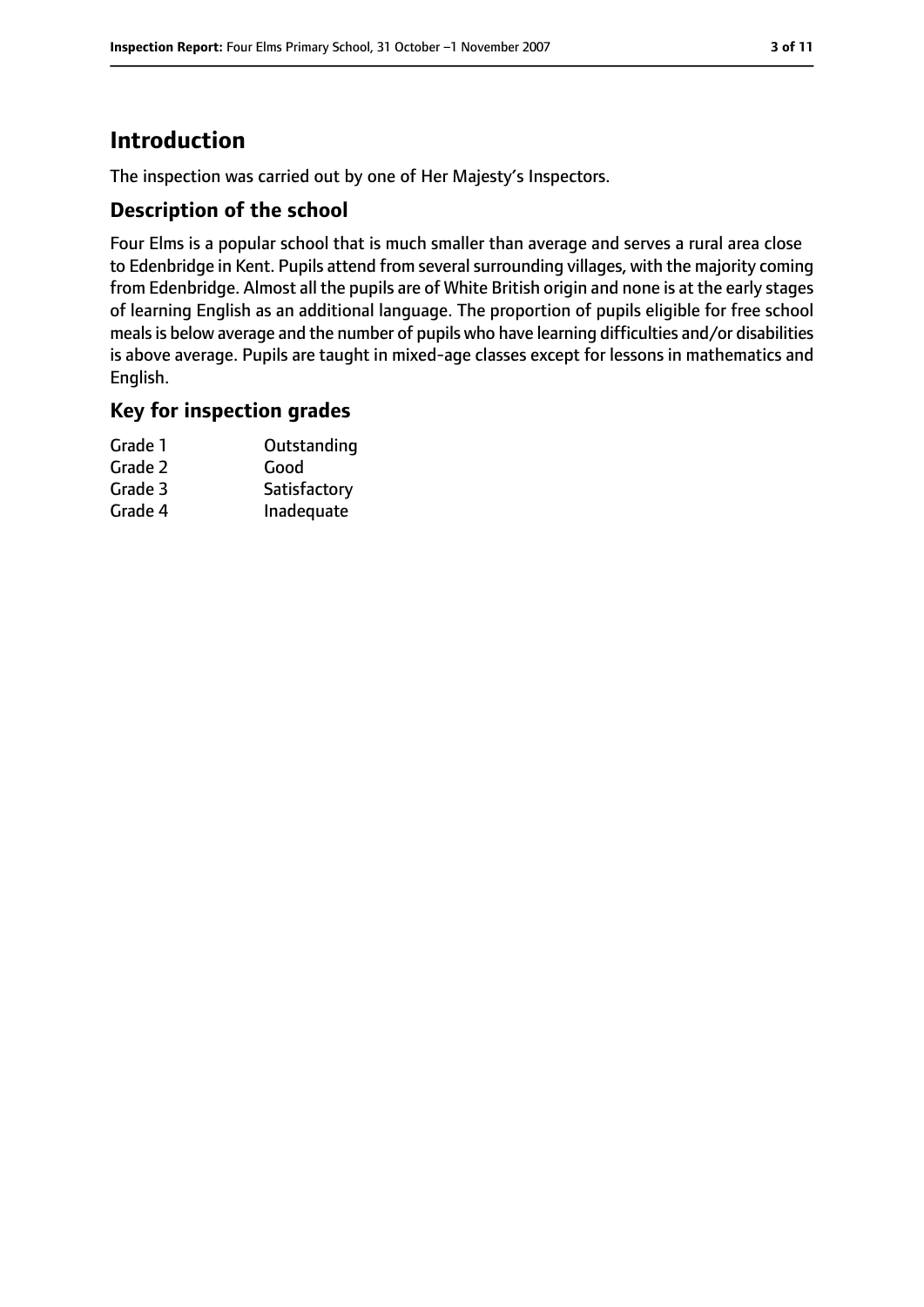# Introduction

The inspection was carried out by one of Her Majesty's Inspectors.

## Description of the school

Four Elms is a popular school that is much smaller than average and serves a rural area close to Edenbridge in Kent. Pupils attend from several surrounding villages, with the majority coming from Edenbridge. Almost all the pupils are of White British origin and none is at the early stages of learning English as an additional language. The proportion of pupils eligible for free school meals is below average and the number of pupils who have learning difficulties and/or disabilities is above average. Pupils are taught in mixed-age classes except for lessons in mathematics and English.

## Key for inspection grades

| | |
|---|---|
| Grade 1 | Outstanding |
| Grade 2 | Good |
| Grade 3 | Satisfactory |
| Grade 4 | Inadequate |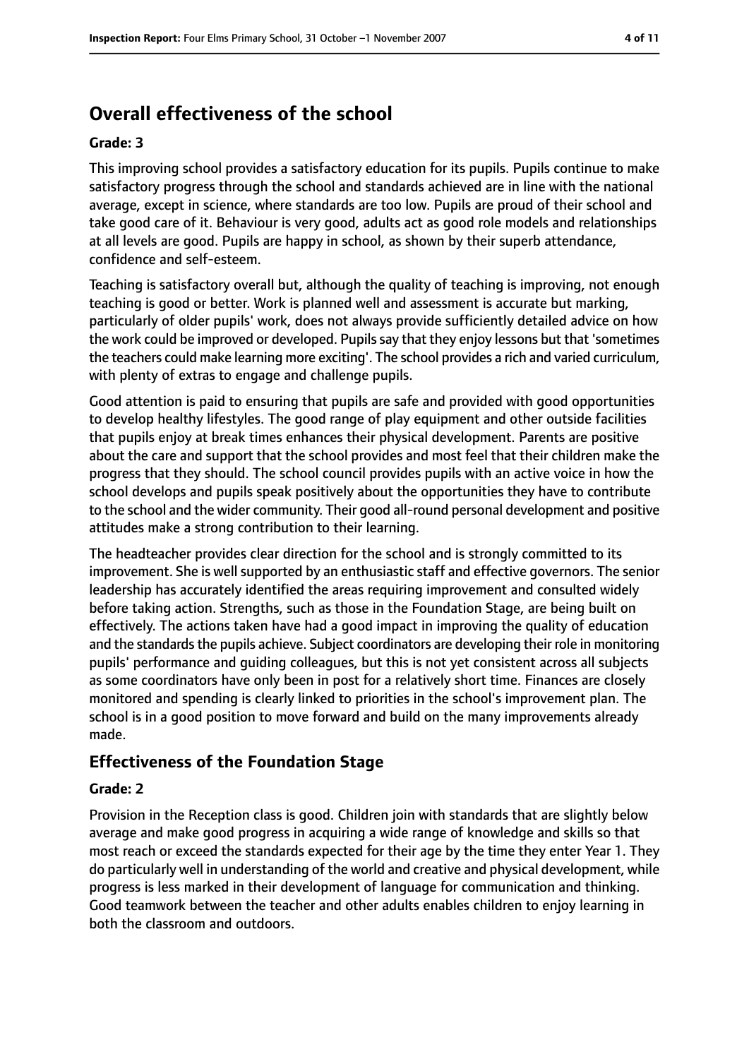# Overall effectiveness of the school

**Grade: 3**

This improving school provides a satisfactory education for its pupils. Pupils continue to make satisfactory progress through the school and standards achieved are in line with the national average, except in science, where standards are too low. Pupils are proud of their school and take good care of it. Behaviour is very good, adults act as good role models and relationships at all levels are good. Pupils are happy in school, as shown by their superb attendance, confidence and self-esteem.

Teaching is satisfactory overall but, although the quality of teaching is improving, not enough teaching is good or better. Work is planned well and assessment is accurate but marking, particularly of older pupils' work, does not always provide sufficiently detailed advice on how the work could be improved or developed. Pupils say that they enjoy lessons but that 'sometimes the teachers could make learning more exciting'. The school provides a rich and varied curriculum, with plenty of extras to engage and challenge pupils.

Good attention is paid to ensuring that pupils are safe and provided with good opportunities to develop healthy lifestyles. The good range of play equipment and other outside facilities that pupils enjoy at break times enhances their physical development. Parents are positive about the care and support that the school provides and most feel that their children make the progress that they should. The school council provides pupils with an active voice in how the school develops and pupils speak positively about the opportunities they have to contribute to the school and the wider community. Their good all-round personal development and positive attitudes make a strong contribution to their learning.

The headteacher provides clear direction for the school and is strongly committed to its improvement. She is well supported by an enthusiastic staff and effective governors. The senior leadership has accurately identified the areas requiring improvement and consulted widely before taking action. Strengths, such as those in the Foundation Stage, are being built on effectively. The actions taken have had a good impact in improving the quality of education and the standards the pupils achieve. Subject coordinators are developing their role in monitoring pupils' performance and guiding colleagues, but this is not yet consistent across all subjects as some coordinators have only been in post for a relatively short time. Finances are closely monitored and spending is clearly linked to priorities in the school's improvement plan. The school is in a good position to move forward and build on the many improvements already made.

## Effectiveness of the Foundation Stage

**Grade: 2**

Provision in the Reception class is good. Children join with standards that are slightly below average and make good progress in acquiring a wide range of knowledge and skills so that most reach or exceed the standards expected for their age by the time they enter Year 1. They do particularly well in understanding of the world and creative and physical development, while progress is less marked in their development of language for communication and thinking. Good teamwork between the teacher and other adults enables children to enjoy learning in both the classroom and outdoors.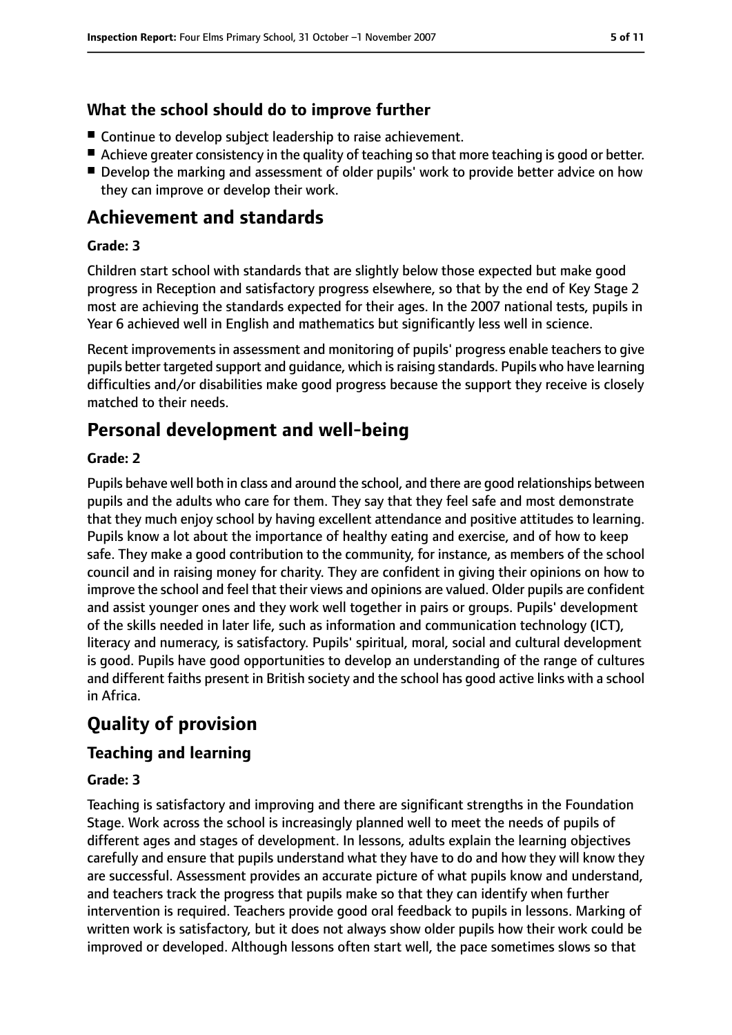### What the school should do to improve further

- Continue to develop subject leadership to raise achievement.
- Achieve greater consistency in the quality of teaching so that more teaching is good or better.
- Develop the marking and assessment of older pupils' work to provide better advice on how they can improve or develop their work.

## Achievement and standards

#### Grade: 3

Children start school with standards that are slightly below those expected but make good progress in Reception and satisfactory progress elsewhere, so that by the end of Key Stage 2 most are achieving the standards expected for their ages. In the 2007 national tests, pupils in Year 6 achieved well in English and mathematics but significantly less well in science.

Recent improvements in assessment and monitoring of pupils' progress enable teachers to give pupils better targeted support and guidance, which is raising standards. Pupils who have learning difficulties and/or disabilities make good progress because the support they receive is closely matched to their needs.

## Personal development and well-being

#### Grade: 2

Pupils behave well both in class and around the school, and there are good relationships between pupils and the adults who care for them. They say that they feel safe and most demonstrate that they much enjoy school by having excellent attendance and positive attitudes to learning. Pupils know a lot about the importance of healthy eating and exercise, and of how to keep safe. They make a good contribution to the community, for instance, as members of the school council and in raising money for charity. They are confident in giving their opinions on how to improve the school and feel that their views and opinions are valued. Older pupils are confident and assist younger ones and they work well together in pairs or groups. Pupils' development of the skills needed in later life, such as information and communication technology (ICT), literacy and numeracy, is satisfactory. Pupils' spiritual, moral, social and cultural development is good. Pupils have good opportunities to develop an understanding of the range of cultures and different faiths present in British society and the school has good active links with a school in Africa.

# Quality of provision

## Teaching and learning

#### Grade: 3

Teaching is satisfactory and improving and there are significant strengths in the Foundation Stage. Work across the school is increasingly planned well to meet the needs of pupils of different ages and stages of development. In lessons, adults explain the learning objectives carefully and ensure that pupils understand what they have to do and how they will know they are successful. Assessment provides an accurate picture of what pupils know and understand, and teachers track the progress that pupils make so that they can identify when further intervention is required. Teachers provide good oral feedback to pupils in lessons. Marking of written work is satisfactory, but it does not always show older pupils how their work could be improved or developed. Although lessons often start well, the pace sometimes slows so that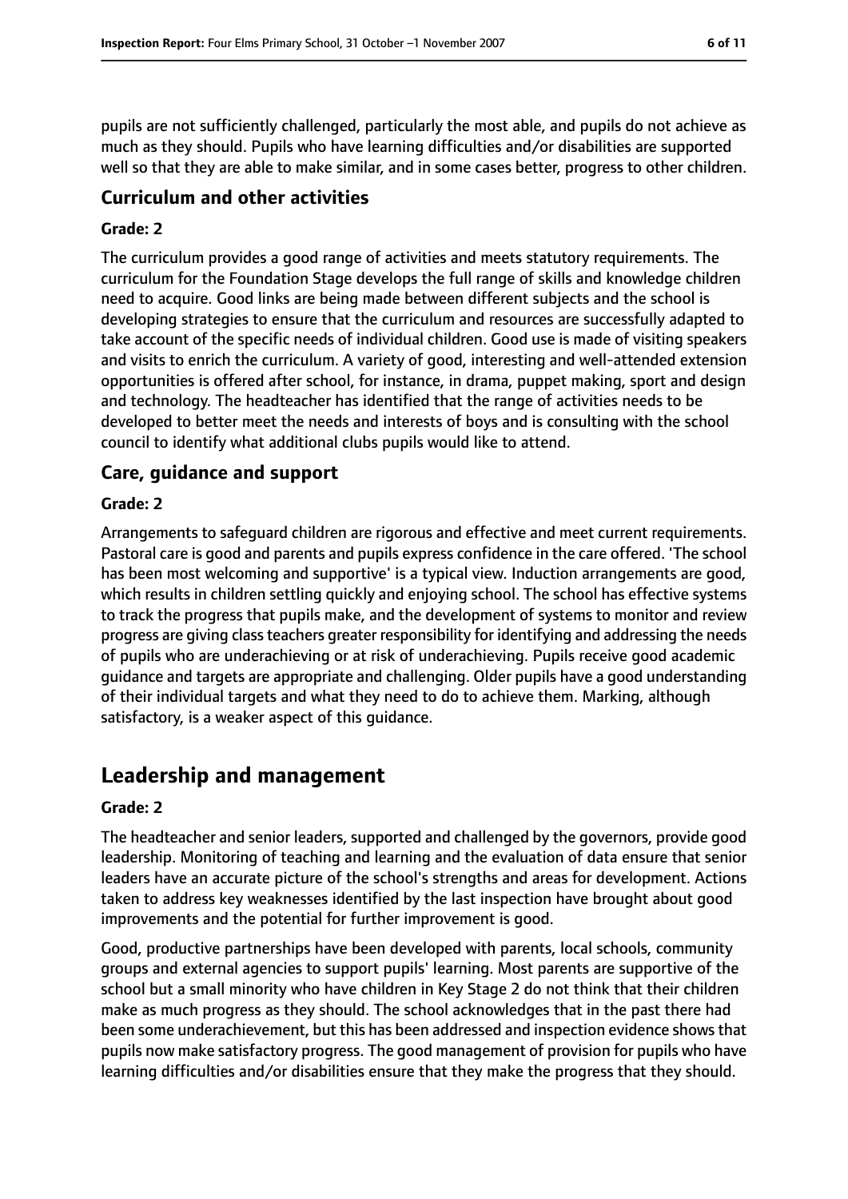pupils are not sufficiently challenged, particularly the most able, and pupils do not achieve as much as they should. Pupils who have learning difficulties and/or disabilities are supported well so that they are able to make similar, and in some cases better, progress to other children.

### Curriculum and other activities

#### Grade: 2

The curriculum provides a good range of activities and meets statutory requirements. The curriculum for the Foundation Stage develops the full range of skills and knowledge children need to acquire. Good links are being made between different subjects and the school is developing strategies to ensure that the curriculum and resources are successfully adapted to take account of the specific needs of individual children. Good use is made of visiting speakers and visits to enrich the curriculum. A variety of good, interesting and well-attended extension opportunities is offered after school, for instance, in drama, puppet making, sport and design and technology. The headteacher has identified that the range of activities needs to be developed to better meet the needs and interests of boys and is consulting with the school council to identify what additional clubs pupils would like to attend.

### Care, guidance and support

#### Grade: 2

Arrangements to safeguard children are rigorous and effective and meet current requirements. Pastoral care is good and parents and pupils express confidence in the care offered. 'The school has been most welcoming and supportive' is a typical view. Induction arrangements are good, which results in children settling quickly and enjoying school. The school has effective systems to track the progress that pupils make, and the development of systems to monitor and review progress are giving class teachers greater responsibility for identifying and addressing the needs of pupils who are underachieving or at risk of underachieving. Pupils receive good academic guidance and targets are appropriate and challenging. Older pupils have a good understanding of their individual targets and what they need to do to achieve them. Marking, although satisfactory, is a weaker aspect of this guidance.

## Leadership and management

#### Grade: 2

The headteacher and senior leaders, supported and challenged by the governors, provide good leadership. Monitoring of teaching and learning and the evaluation of data ensure that senior leaders have an accurate picture of the school's strengths and areas for development. Actions taken to address key weaknesses identified by the last inspection have brought about good improvements and the potential for further improvement is good.

Good, productive partnerships have been developed with parents, local schools, community groups and external agencies to support pupils' learning. Most parents are supportive of the school but a small minority who have children in Key Stage 2 do not think that their children make as much progress as they should. The school acknowledges that in the past there had been some underachievement, but this has been addressed and inspection evidence shows that pupils now make satisfactory progress. The good management of provision for pupils who have learning difficulties and/or disabilities ensure that they make the progress that they should.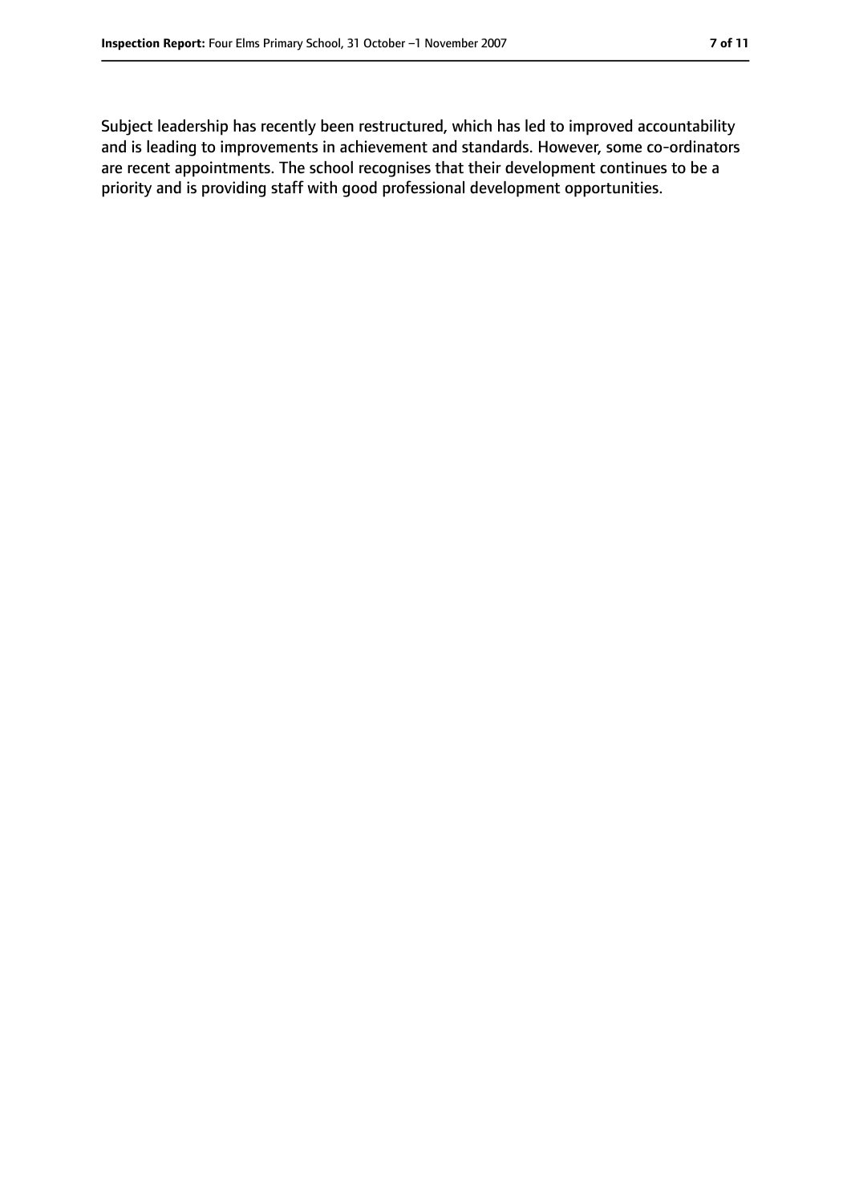Subject leadership has recently been restructured, which has led to improved accountability and is leading to improvements in achievement and standards. However, some co-ordinators are recent appointments. The school recognises that their development continues to be a priority and is providing staff with good professional development opportunities.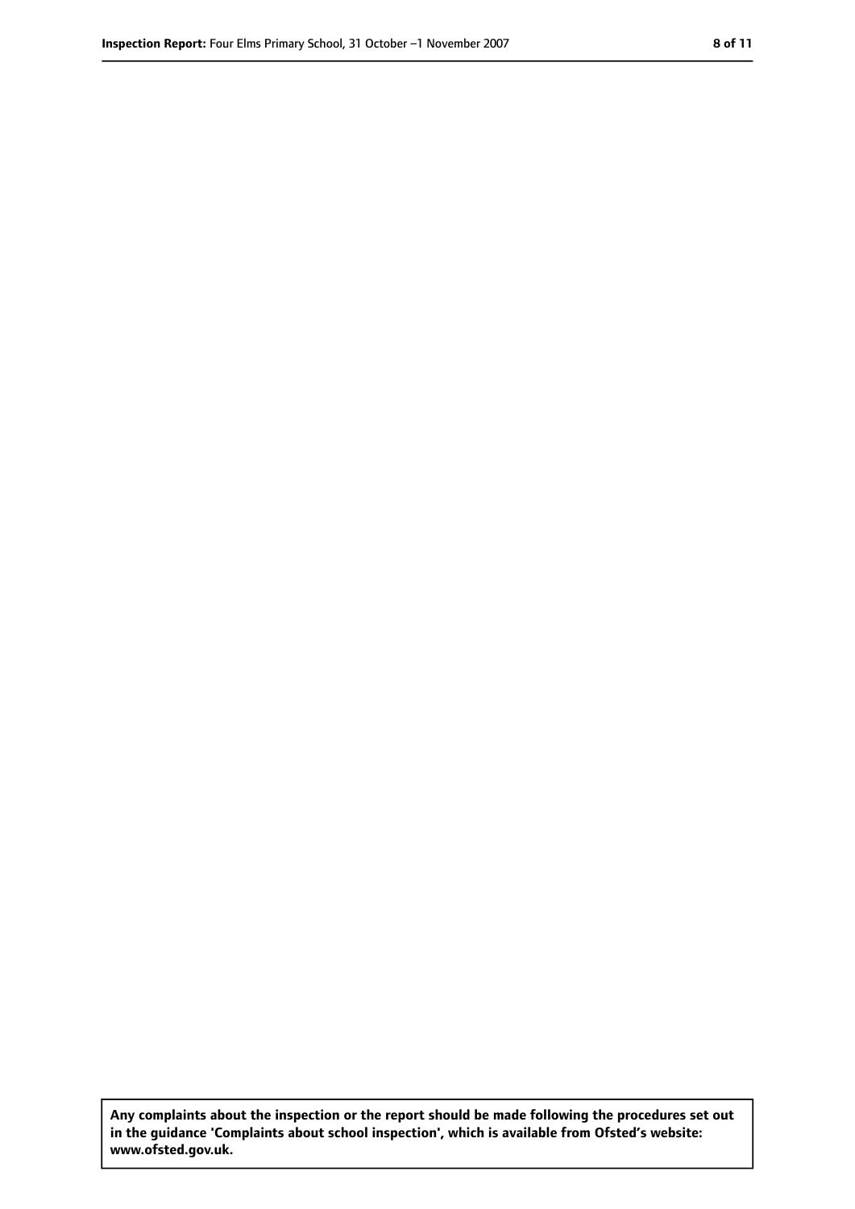**Any complaints about the inspection or the report should be made following the procedures set out in the guidance 'Complaints about school inspection', which is available from Ofsted's website: www.ofsted.gov.uk.**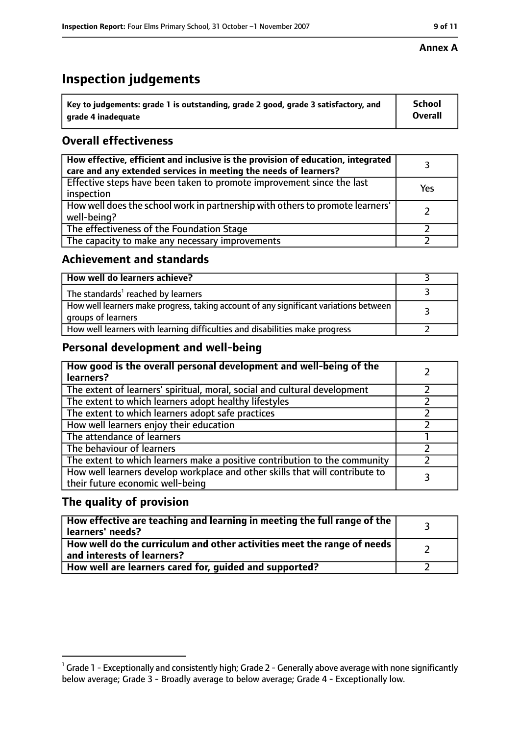**Annex A**

# Inspection judgements

| Key to judgements: grade 1 is outstanding, grade 2 good, grade 3 satisfactory, and grade 4 inadequate | School Overall |
|---|---|

## Overall effectiveness

| | |
|---|---|
| How effective, efficient and inclusive is the provision of education, integrated care and any extended services in meeting the needs of learners? | 3 |
| Effective steps have been taken to promote improvement since the last inspection | Yes |
| How well does the school work in partnership with others to promote learners' well-being? | 2 |
| The effectiveness of the Foundation Stage | 2 |
| The capacity to make any necessary improvements | 2 |

## Achievement and standards

| | |
|---|---|
| How well do learners achieve? | 3 |
| The standards[1] reached by learners | 3 |
| How well learners make progress, taking account of any significant variations between groups of learners | 3 |
| How well learners with learning difficulties and disabilities make progress | 2 |

## Personal development and well-being

| | |
|---|---|
| How good is the overall personal development and well-being of the learners? | 2 |
| The extent of learners' spiritual, moral, social and cultural development | 2 |
| The extent to which learners adopt healthy lifestyles | 2 |
| The extent to which learners adopt safe practices | 2 |
| How well learners enjoy their education | 2 |
| The attendance of learners | 1 |
| The behaviour of learners | 2 |
| The extent to which learners make a positive contribution to the community | 2 |
| How well learners develop workplace and other skills that will contribute to their future economic well-being | 3 |

## The quality of provision

| | |
|---|---|
| How effective are teaching and learning in meeting the full range of the learners' needs? | 3 |
| How well do the curriculum and other activities meet the range of needs and interests of learners? | 2 |
| How well are learners cared for, guided and supported? | 2 |

[1] Grade 1 - Exceptionally and consistently high; Grade 2 - Generally above average with none significantly below average; Grade 3 - Broadly average to below average; Grade 4 - Exceptionally low.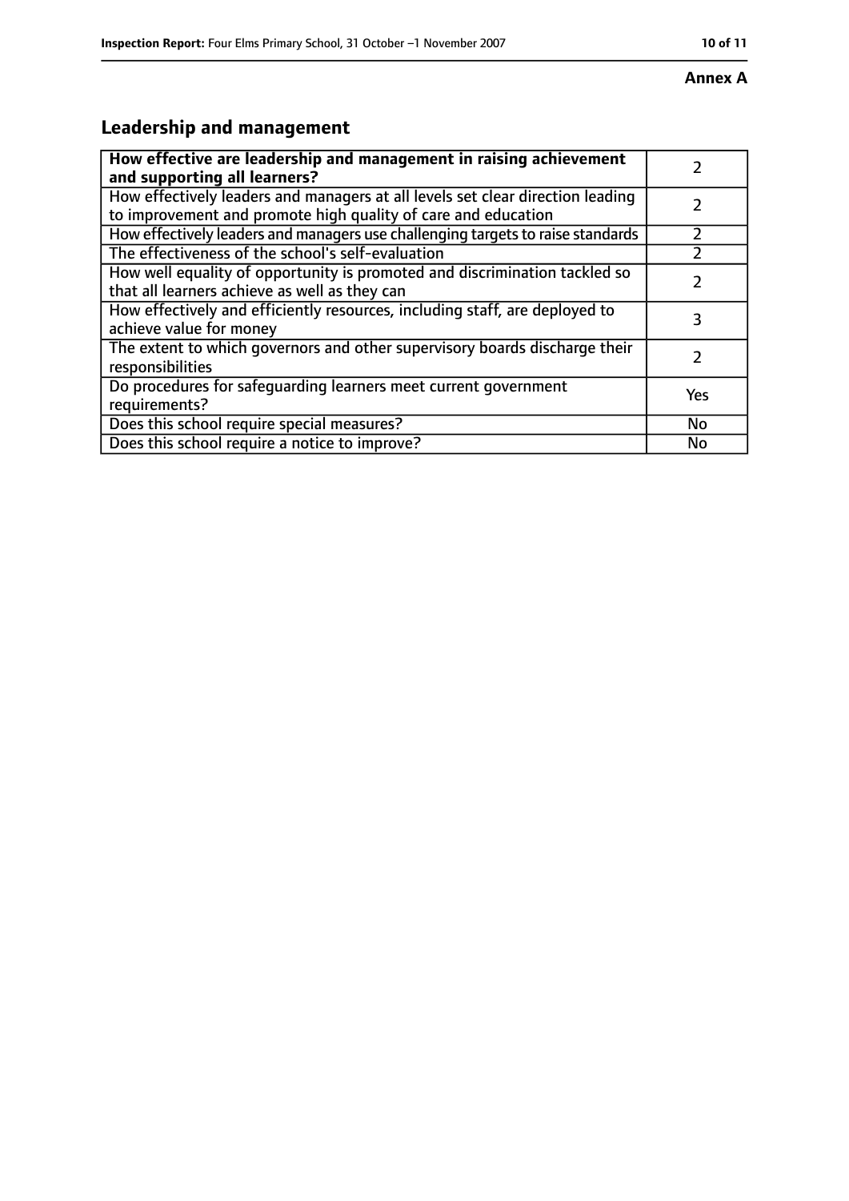**Annex A**

## Leadership and management

| **How effective are leadership and management in raising achievement and supporting all learners?** | 2 |
|---|---|
| How effectively leaders and managers at all levels set clear direction leading to improvement and promote high quality of care and education | 2 |
| How effectively leaders and managers use challenging targets to raise standards | 2 |
| The effectiveness of the school's self-evaluation | 2 |
| How well equality of opportunity is promoted and discrimination tackled so that all learners achieve as well as they can | 2 |
| How effectively and efficiently resources, including staff, are deployed to achieve value for money | 3 |
| The extent to which governors and other supervisory boards discharge their responsibilities | 2 |
| Do procedures for safeguarding learners meet current government requirements? | Yes |
| Does this school require special measures? | No |
| Does this school require a notice to improve? | No |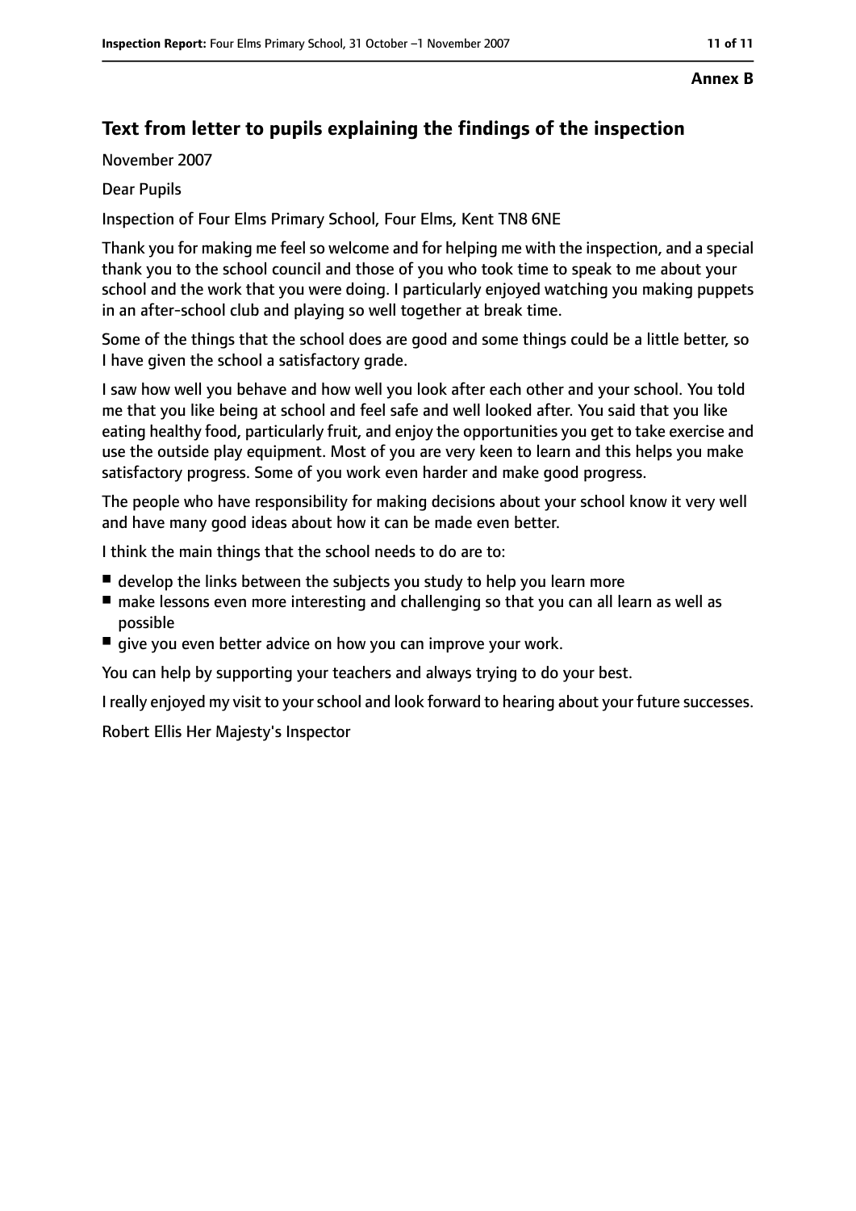**Annex B**

## Text from letter to pupils explaining the findings of the inspection

November 2007

Dear Pupils

Inspection of Four Elms Primary School, Four Elms, Kent TN8 6NE

Thank you for making me feel so welcome and for helping me with the inspection, and a special thank you to the school council and those of you who took time to speak to me about your school and the work that you were doing. I particularly enjoyed watching you making puppets in an after-school club and playing so well together at break time.

Some of the things that the school does are good and some things could be a little better, so I have given the school a satisfactory grade.

I saw how well you behave and how well you look after each other and your school. You told me that you like being at school and feel safe and well looked after. You said that you like eating healthy food, particularly fruit, and enjoy the opportunities you get to take exercise and use the outside play equipment. Most of you are very keen to learn and this helps you make satisfactory progress. Some of you work even harder and make good progress.

The people who have responsibility for making decisions about your school know it very well and have many good ideas about how it can be made even better.

I think the main things that the school needs to do are to:

- develop the links between the subjects you study to help you learn more
- make lessons even more interesting and challenging so that you can all learn as well as possible
- give you even better advice on how you can improve your work.

You can help by supporting your teachers and always trying to do your best.

I really enjoyed my visit to your school and look forward to hearing about your future successes.

Robert Ellis Her Majesty's Inspector